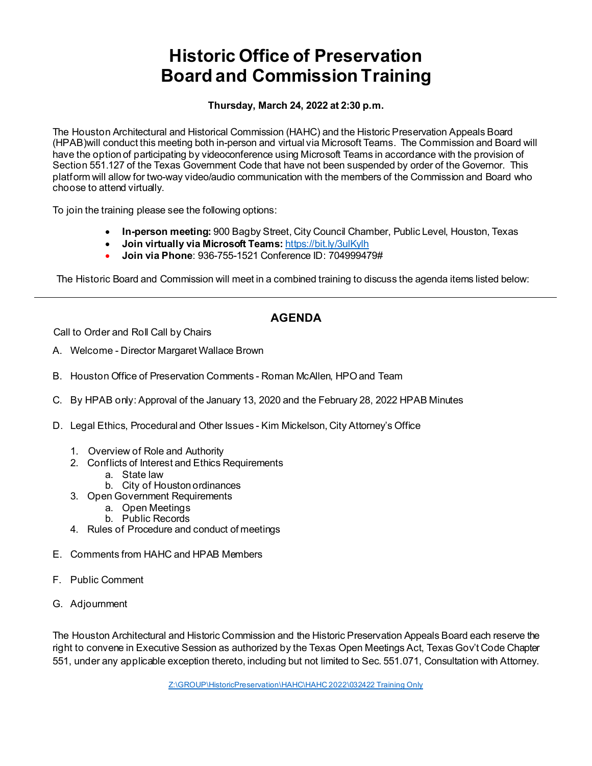# Historic Office of Preservation Board and Commission Training

**Thursday, March 24, 2022 at 2:30 p.m.**

The Houston Architectural and Historical Commission (HAHC) and the Historic Preservation Appeals Board (HPAB)will conduct this meeting both in-person and virtual via Microsoft Teams. The Commission and Board will have the option of participating by videoconference using Microsoft Teams in accordance with the provision of Section 551.127 of the Texas Government Code that have not been suspended by order of the Governor. This platform will allow for two-way video/audio communication with the members of the Commission and Board who choose to attend virtually.

To join the training please see the following options:

- **In-person meeting:** 900 Bagby Street, City Council Chamber, Public Level, Houston, Texas
- **Join virtually via Microsoft Teams:** https://bit.ly/3ulKylh
- **Join via Phone**: 936-755-1521 Conference ID: 704999479#

The Historic Board and Commission will meet in a combined training to discuss the agenda items listed below:

---

## AGENDA

Call to Order and Roll Call by Chairs

A. Welcome - Director Margaret Wallace Brown

B. Houston Office of Preservation Comments - Roman McAllen, HPO and Team

C. By HPAB only: Approval of the January 13, 2020 and the February 28, 2022 HPAB Minutes

D. Legal Ethics, Procedural and Other Issues - Kim Mickelson, City Attorney's Office

1. Overview of Role and Authority
2. Conflicts of Interest and Ethics Requirements
   a. State law
   b. City of Houston ordinances
3. Open Government Requirements
   a. Open Meetings
   b. Public Records
4. Rules of Procedure and conduct of meetings

E. Comments from HAHC and HPAB Members

F. Public Comment

G. Adjournment

The Houston Architectural and Historic Commission and the Historic Preservation Appeals Board each reserve the right to convene in Executive Session as authorized by the Texas Open Meetings Act, Texas Gov't Code Chapter 551, under any applicable exception thereto, including but not limited to Sec. 551.071, Consultation with Attorney.

Z:\GROUP\HistoricPreservation\HAHC\HAHC 2022\032422 Training Only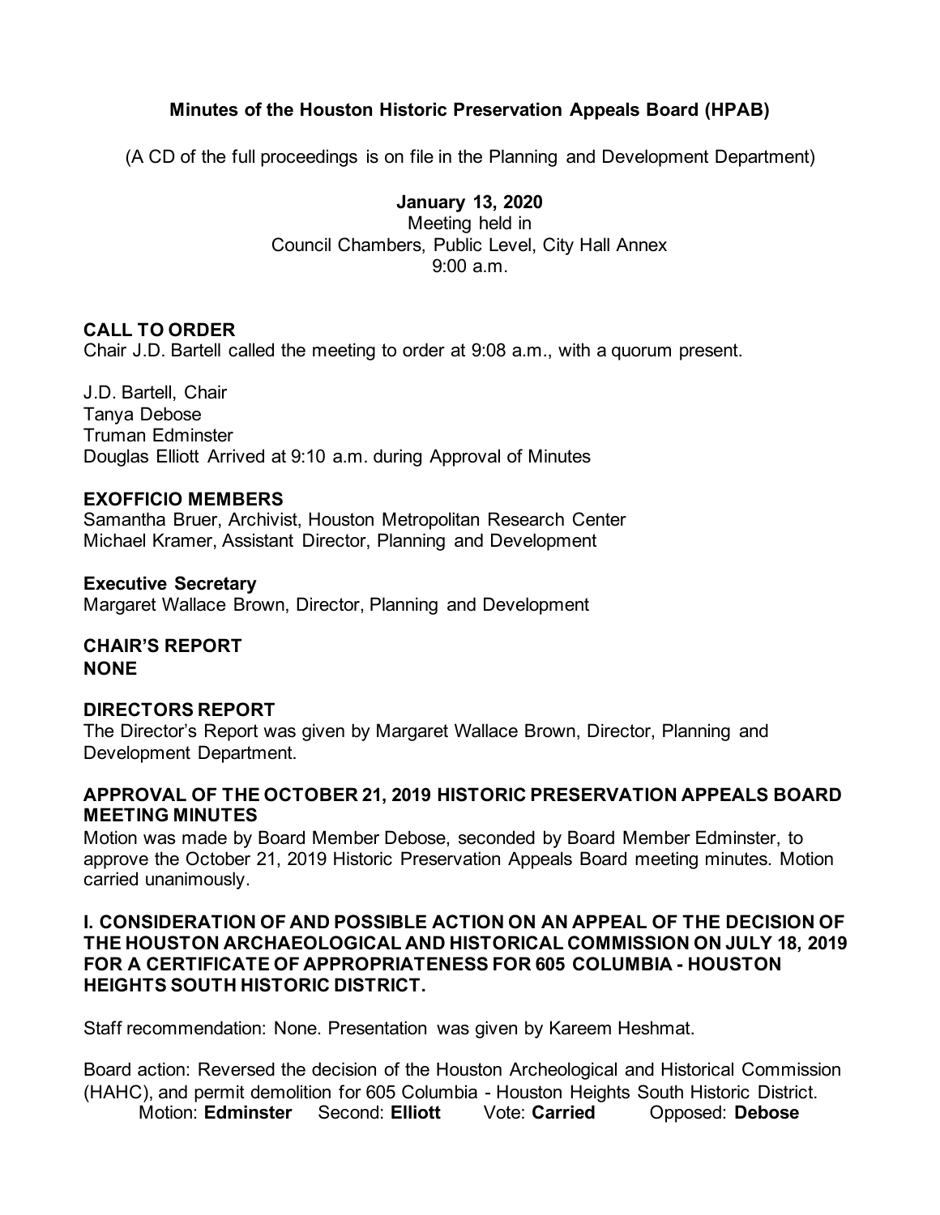**Minutes of the Houston Historic Preservation Appeals Board (HPAB)**

(A CD of the full proceedings is on file in the Planning and Development Department)

**January 13, 2020**
Meeting held in
Council Chambers, Public Level, City Hall Annex
9:00 a.m.

**CALL TO ORDER**
Chair J.D. Bartell called the meeting to order at 9:08 a.m., with a quorum present.

J.D. Bartell, Chair
Tanya Debose
Truman Edminster
Douglas Elliott Arrived at 9:10 a.m. during Approval of Minutes

**EXOFFICIO MEMBERS**
Samantha Bruer, Archivist, Houston Metropolitan Research Center
Michael Kramer, Assistant Director, Planning and Development

**Executive Secretary**
Margaret Wallace Brown, Director, Planning and Development

**CHAIR'S REPORT**
**NONE**

**DIRECTORS REPORT**
The Director's Report was given by Margaret Wallace Brown, Director, Planning and Development Department.

**APPROVAL OF THE OCTOBER 21, 2019 HISTORIC PRESERVATION APPEALS BOARD MEETING MINUTES**
Motion was made by Board Member Debose, seconded by Board Member Edminster, to approve the October 21, 2019 Historic Preservation Appeals Board meeting minutes. Motion carried unanimously.

**I. CONSIDERATION OF AND POSSIBLE ACTION ON AN APPEAL OF THE DECISION OF THE HOUSTON ARCHAEOLOGICAL AND HISTORICAL COMMISSION ON JULY 18, 2019 FOR A CERTIFICATE OF APPROPRIATENESS FOR 605 COLUMBIA - HOUSTON HEIGHTS SOUTH HISTORIC DISTRICT.**

Staff recommendation: None. Presentation was given by Kareem Heshmat.

Board action: Reversed the decision of the Houston Archeological and Historical Commission (HAHC), and permit demolition for 605 Columbia - Houston Heights South Historic District.
Motion: **Edminster** Second: **Elliott** Vote: **Carried** Opposed: **Debose**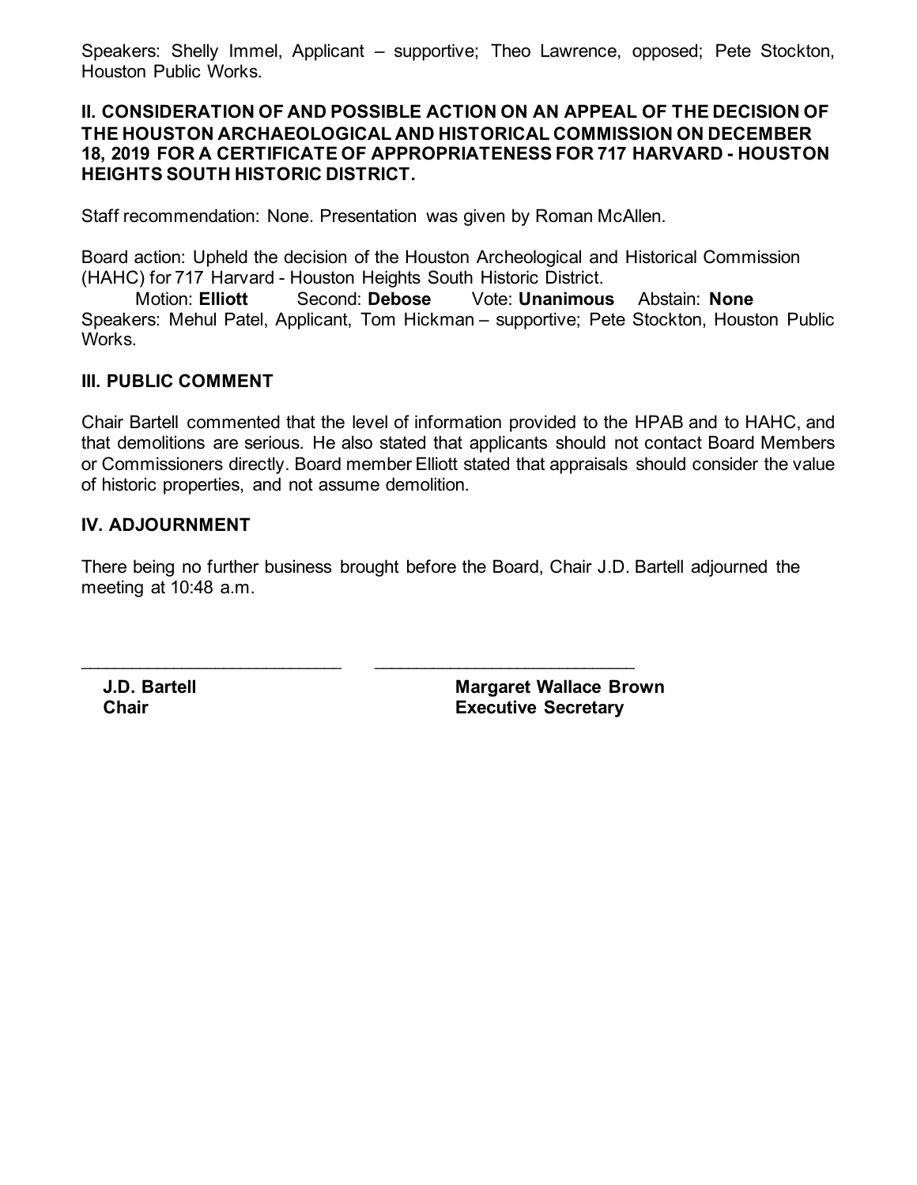Speakers: Shelly Immel, Applicant – supportive; Theo Lawrence, opposed; Pete Stockton, Houston Public Works.

**II. CONSIDERATION OF AND POSSIBLE ACTION ON AN APPEAL OF THE DECISION OF THE HOUSTON ARCHAEOLOGICAL AND HISTORICAL COMMISSION ON DECEMBER 18, 2019 FOR A CERTIFICATE OF APPROPRIATENESS FOR 717 HARVARD - HOUSTON HEIGHTS SOUTH HISTORIC DISTRICT.**

Staff recommendation: None. Presentation was given by Roman McAllen.

Board action: Upheld the decision of the Houston Archeological and Historical Commission (HAHC) for 717 Harvard - Houston Heights South Historic District.

Motion: **Elliott** Second: **Debose** Vote: **Unanimous** Abstain: **None**

Speakers: Mehul Patel, Applicant, Tom Hickman – supportive; Pete Stockton, Houston Public Works.

**III. PUBLIC COMMENT**

Chair Bartell commented that the level of information provided to the HPAB and to HAHC, and that demolitions are serious. He also stated that applicants should not contact Board Members or Commissioners directly. Board member Elliott stated that appraisals should consider the value of historic properties, and not assume demolition.

**IV. ADJOURNMENT**

There being no further business brought before the Board, Chair J.D. Bartell adjourned the meeting at 10:48 a.m.

\_\_\_\_\_\_\_\_\_\_\_\_\_\_\_\_\_\_\_\_\_\_\_\_\_\_\_ \_\_\_\_\_\_\_\_\_\_\_\_\_\_\_\_\_\_\_\_\_\_\_\_\_\_\_

**J.D. Bartell**
**Chair**

**Margaret Wallace Brown**
**Executive Secretary**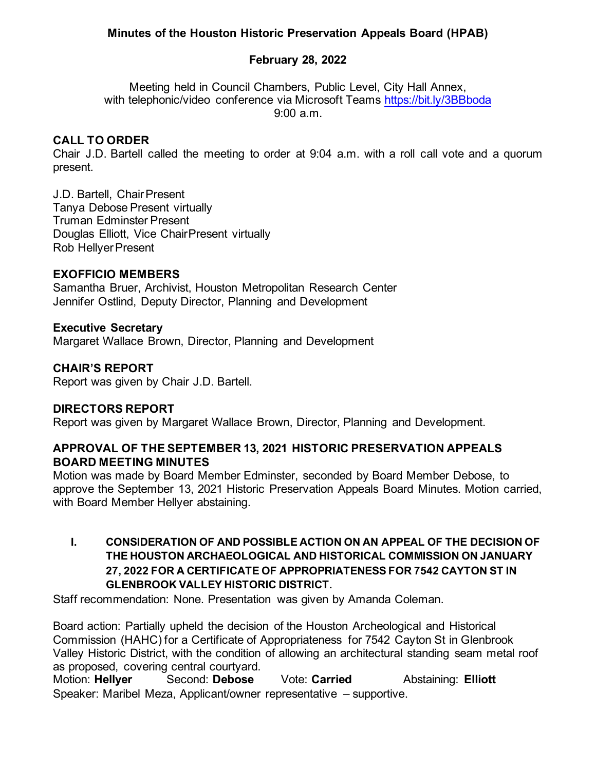**Minutes of the Houston Historic Preservation Appeals Board (HPAB)**

**February 28, 2022**

Meeting held in Council Chambers, Public Level, City Hall Annex,
with telephonic/video conference via Microsoft Teams https://bit.ly/3BBboda
9:00 a.m.

## CALL TO ORDER

Chair J.D. Bartell called the meeting to order at 9:04 a.m. with a roll call vote and a quorum present.

J.D. Bartell, Chair Present
Tanya Debose Present virtually
Truman Edminster Present
Douglas Elliott, Vice Chair Present virtually
Rob Hellyer Present

## EXOFFICIO MEMBERS

Samantha Bruer, Archivist, Houston Metropolitan Research Center
Jennifer Ostlind, Deputy Director, Planning and Development

### Executive Secretary

Margaret Wallace Brown, Director, Planning and Development

## CHAIR'S REPORT

Report was given by Chair J.D. Bartell.

## DIRECTORS REPORT

Report was given by Margaret Wallace Brown, Director, Planning and Development.

## APPROVAL OF THE SEPTEMBER 13, 2021 HISTORIC PRESERVATION APPEALS BOARD MEETING MINUTES

Motion was made by Board Member Edminster, seconded by Board Member Debose, to approve the September 13, 2021 Historic Preservation Appeals Board Minutes. Motion carried, with Board Member Hellyer abstaining.

**I. CONSIDERATION OF AND POSSIBLE ACTION ON AN APPEAL OF THE DECISION OF THE HOUSTON ARCHAEOLOGICAL AND HISTORICAL COMMISSION ON JANUARY 27, 2022 FOR A CERTIFICATE OF APPROPRIATENESS FOR 7542 CAYTON ST IN GLENBROOK VALLEY HISTORIC DISTRICT.**

Staff recommendation: None. Presentation was given by Amanda Coleman.

Board action: Partially upheld the decision of the Houston Archeological and Historical Commission (HAHC) for a Certificate of Appropriateness for 7542 Cayton St in Glenbrook Valley Historic District, with the condition of allowing an architectural standing seam metal roof as proposed, covering central courtyard.

Motion: **Hellyer** Second: **Debose** Vote: **Carried** Abstaining: **Elliott**

Speaker: Maribel Meza, Applicant/owner representative – supportive.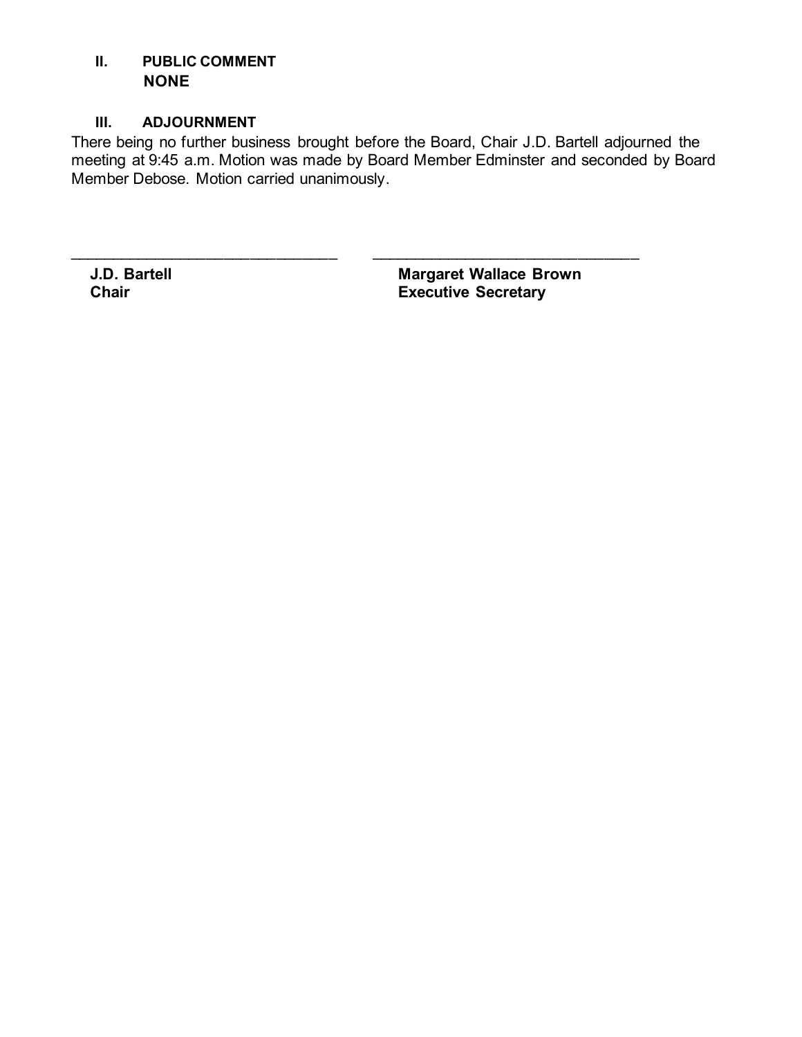## II. PUBLIC COMMENT

**NONE**

## III. ADJOURNMENT

There being no further business brought before the Board, Chair J.D. Bartell adjourned the meeting at 9:45 a.m. Motion was made by Board Member Edminster and seconded by Board Member Debose. Motion carried unanimously.

\_\_\_\_\_\_\_\_\_\_\_\_\_\_\_\_\_\_\_\_\_\_\_\_\_\_\_\_\_\_\_\_

**J.D. Bartell**
**Chair**

\_\_\_\_\_\_\_\_\_\_\_\_\_\_\_\_\_\_\_\_\_\_\_\_\_\_\_\_\_\_\_\_

**Margaret Wallace Brown**
**Executive Secretary**